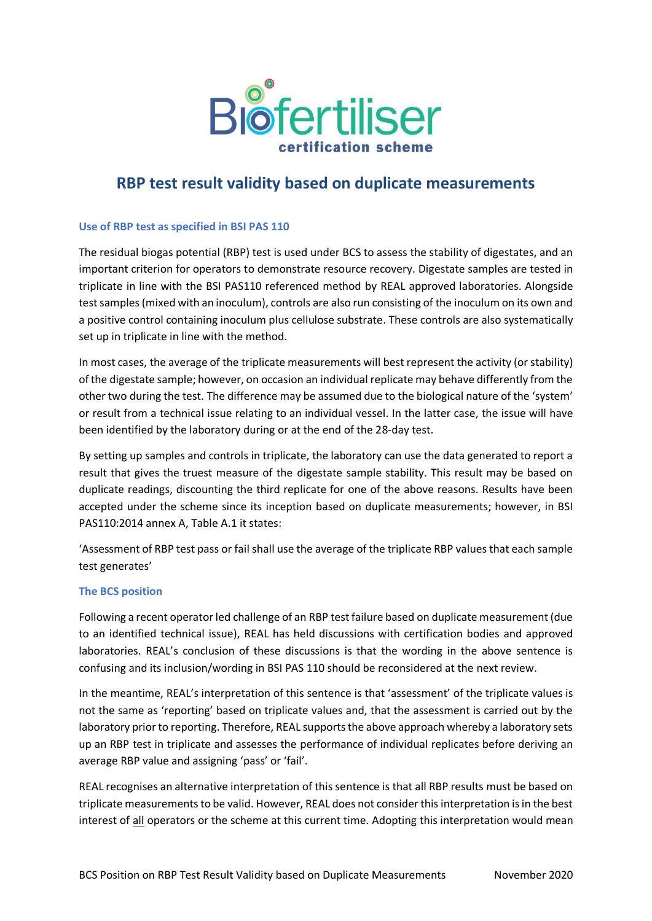# RBP test result validity based on duplicate measurements

### Use of RBP test as specified in BSI PAS 110

The residual biogas potential (RBP) test is used under BCS to assess the stability of digestates, and an important criterion for operators to demonstrate resource recovery. Digestate samples are tested in triplicate in line with the BSI PAS110 referenced method by REAL approved laboratories. Alongside test samples (mixed with an inoculum), controls are also run consisting of the inoculum on its own and a positive control containing inoculum plus cellulose substrate. These controls are also systematically set up in triplicate in line with the method.

In most cases, the average of the triplicate measurements will best represent the activity (or stability) of the digestate sample; however, on occasion an individual replicate may behave differently from the other two during the test. The difference may be assumed due to the biological nature of the 'system' or result from a technical issue relating to an individual vessel. In the latter case, the issue will have been identified by the laboratory during or at the end of the 28-day test.

By setting up samples and controls in triplicate, the laboratory can use the data generated to report a result that gives the truest measure of the digestate sample stability. This result may be based on duplicate readings, discounting the third replicate for one of the above reasons. Results have been accepted under the scheme since its inception based on duplicate measurements; however, in BSI PAS110:2014 annex A, Table A.1 it states:

'Assessment of RBP test pass or fail shall use the average of the triplicate RBP values that each sample test generates'

### The BCS position

Following a recent operator led challenge of an RBP test failure based on duplicate measurement (due to an identified technical issue), REAL has held discussions with certification bodies and approved laboratories. REAL's conclusion of these discussions is that the wording in the above sentence is confusing and its inclusion/wording in BSI PAS 110 should be reconsidered at the next review.

In the meantime, REAL's interpretation of this sentence is that 'assessment' of the triplicate values is not the same as 'reporting' based on triplicate values and, that the assessment is carried out by the laboratory prior to reporting. Therefore, REAL supports the above approach whereby a laboratory sets up an RBP test in triplicate and assesses the performance of individual replicates before deriving an average RBP value and assigning 'pass' or 'fail'.

REAL recognises an alternative interpretation of this sentence is that all RBP results must be based on triplicate measurements to be valid. However, REAL does not consider this interpretation is in the best interest of <u>all</u> operators or the scheme at this current time. Adopting this interpretation would mean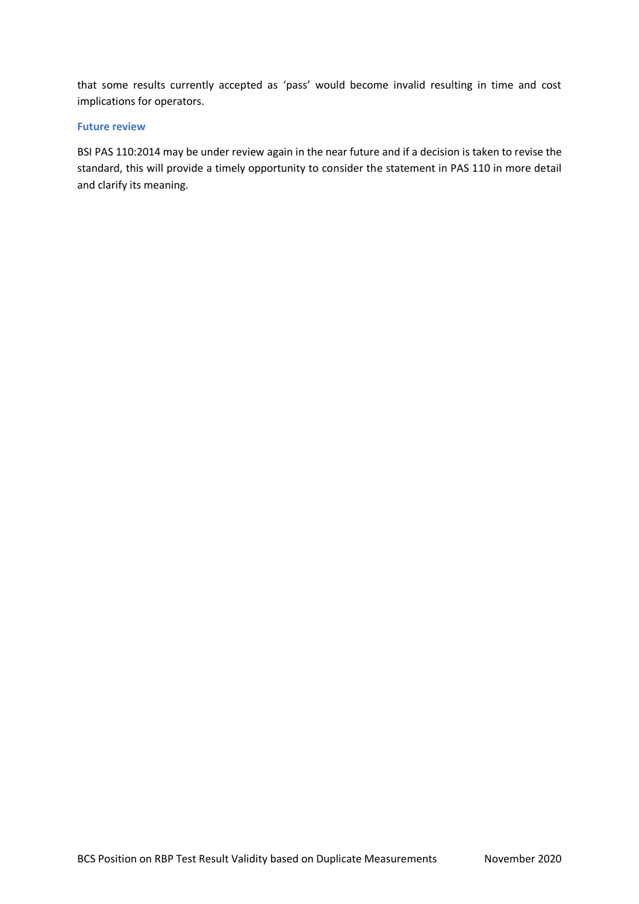that some results currently accepted as 'pass' would become invalid resulting in time and cost implications for operators.

### Future review

BSI PAS 110:2014 may be under review again in the near future and if a decision is taken to revise the standard, this will provide a timely opportunity to consider the statement in PAS 110 in more detail and clarify its meaning.